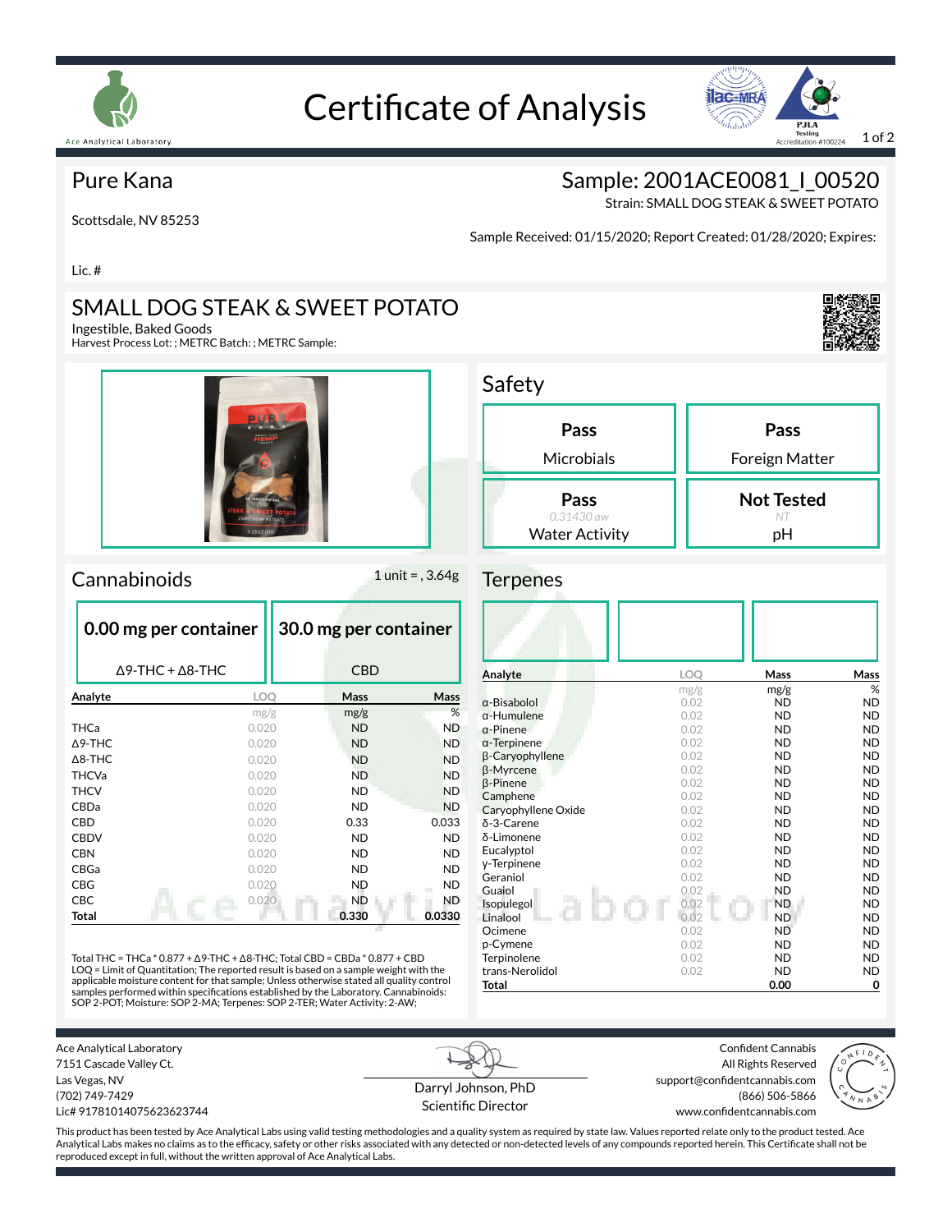# Certificate of Analysis

Ace Analytical Laboratory

PJLA Testing Accreditation #100224

## Pure Kana

Scottsdale, NV 85253

Lic. #

## Sample: 2001ACE0081_I_00520

Strain: SMALL DOG STEAK & SWEET POTATO

Sample Received: 01/15/2020; Report Created: 01/28/2020; Expires:

## SMALL DOG STEAK & SWEET POTATO

Ingestible, Baked Goods

Harvest Process Lot: ; METRC Batch: ; METRC Sample:

## Safety

| Result | Test |
|---|---|
| Pass | Microbials |
| Pass | Foreign Matter |
| Pass (0.31430 aw) | Water Activity |
| Not Tested (NT) | pH |

## Cannabinoids

1 unit = , 3.64g

**0.00 mg per container** — Δ9-THC + Δ8-THC

**30.0 mg per container** — CBD

| Analyte | LOQ | Mass | Mass |
|---|---|---|---|
| | mg/g | mg/g | % |
| THCa | 0.020 | ND | ND |
| Δ9-THC | 0.020 | ND | ND |
| Δ8-THC | 0.020 | ND | ND |
| THCVa | 0.020 | ND | ND |
| THCV | 0.020 | ND | ND |
| CBDa | 0.020 | ND | ND |
| CBD | 0.020 | 0.33 | 0.033 |
| CBDV | 0.020 | ND | ND |
| CBN | 0.020 | ND | ND |
| CBGa | 0.020 | ND | ND |
| CBG | 0.020 | ND | ND |
| CBC | 0.020 | ND | ND |
| **Total** | | **0.330** | **0.0330** |

Total THC = THCa * 0.877 + Δ9-THC + Δ8-THC; Total CBD = CBDa * 0.877 + CBD
LOQ = Limit of Quantitation; The reported result is based on a sample weight with the applicable moisture content for that sample; Unless otherwise stated all quality control samples performed within specifications established by the Laboratory. Cannabinoids: SOP 2-POT; Moisture: SOP 2-MA; Terpenes: SOP 2-TER; Water Activity: 2-AW;

## Terpenes

| Analyte | LOQ | Mass | Mass |
|---|---|---|---|
| | mg/g | mg/g | % |
| α-Bisabolol | 0.02 | ND | ND |
| α-Humulene | 0.02 | ND | ND |
| α-Pinene | 0.02 | ND | ND |
| α-Terpinene | 0.02 | ND | ND |
| β-Caryophyllene | 0.02 | ND | ND |
| β-Myrcene | 0.02 | ND | ND |
| β-Pinene | 0.02 | ND | ND |
| Camphene | 0.02 | ND | ND |
| Caryophyllene Oxide | 0.02 | ND | ND |
| δ-3-Carene | 0.02 | ND | ND |
| δ-Limonene | 0.02 | ND | ND |
| Eucalyptol | 0.02 | ND | ND |
| γ-Terpinene | 0.02 | ND | ND |
| Geraniol | 0.02 | ND | ND |
| Guaiol | 0.02 | ND | ND |
| Isopulegol | 0.02 | ND | ND |
| Linalool | 0.02 | ND | ND |
| Ocimene | 0.02 | ND | ND |
| p-Cymene | 0.02 | ND | ND |
| Terpinolene | 0.02 | ND | ND |
| trans-Nerolidol | 0.02 | ND | ND |
| **Total** | | **0.00** | **0** |

Ace Analytical Laboratory
7151 Cascade Valley Ct.
Las Vegas, NV
(702) 749-7429
Lic# 917810140756236237 44

Darryl Johnson, PhD
Scientific Director

Confident Cannabis
All Rights Reserved
support@confidentcannabis.com
(866) 506-5866
www.confidentcannabis.com

This product has been tested by Ace Analytical Labs using valid testing methodologies and a quality system as required by state law. Values reported relate only to the product tested. Ace Analytical Labs makes no claims as to the efficacy, safety or other risks associated with any detected or non-detected levels of any compounds reported herein. This Certificate shall not be reproduced except in full, without the written approval of Ace Analytical Labs.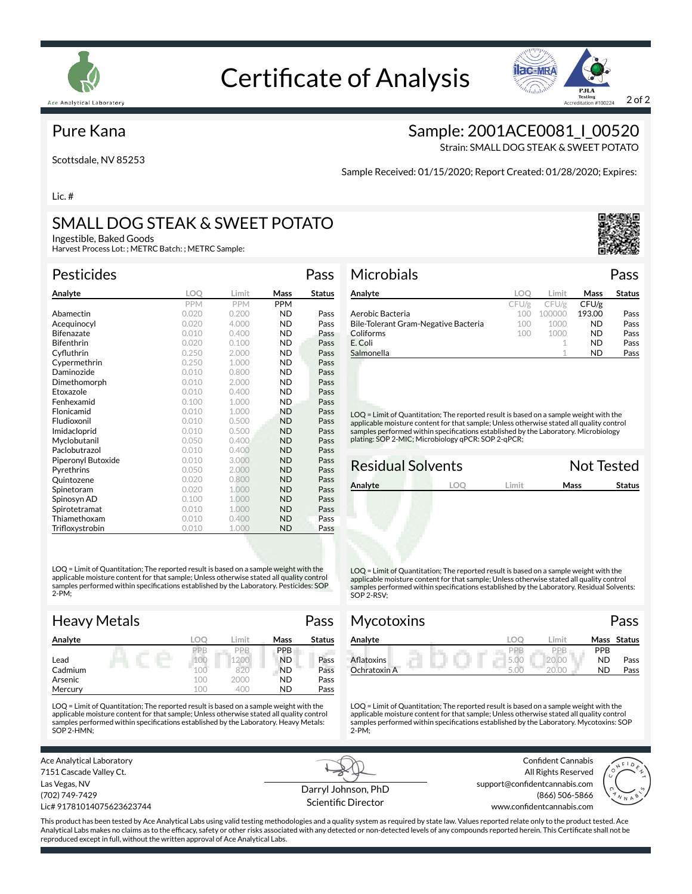# Certificate of Analysis

Ace Analytical Laboratory

## Pure Kana

Scottsdale, NV 85253

Lic. #

## Sample: 2001ACE0081_I_00520

Strain: SMALL DOG STEAK & SWEET POTATO

Sample Received: 01/15/2020; Report Created: 01/28/2020; Expires:

## SMALL DOG STEAK & SWEET POTATO

Ingestible, Baked Goods

Harvest Process Lot: ; METRC Batch: ; METRC Sample:

### Pesticides — Pass

| Analyte | LOQ | Limit | Mass | Status |
|---|---|---|---|---|
| | PPM | PPM | PPM | |
| Abamectin | 0.020 | 0.200 | ND | Pass |
| Acequinocyl | 0.020 | 4.000 | ND | Pass |
| Bifenazate | 0.010 | 0.400 | ND | Pass |
| Bifenthrin | 0.020 | 0.100 | ND | Pass |
| Cyfluthrin | 0.250 | 2.000 | ND | Pass |
| Cypermethrin | 0.250 | 1.000 | ND | Pass |
| Daminozide | 0.010 | 0.800 | ND | Pass |
| Dimethomorph | 0.010 | 2.000 | ND | Pass |
| Etoxazole | 0.010 | 0.400 | ND | Pass |
| Fenhexamid | 0.100 | 1.000 | ND | Pass |
| Flonicamid | 0.010 | 1.000 | ND | Pass |
| Fludioxonil | 0.010 | 0.500 | ND | Pass |
| Imidacloprid | 0.010 | 0.500 | ND | Pass |
| Myclobutanil | 0.050 | 0.400 | ND | Pass |
| Paclobutrazol | 0.010 | 0.400 | ND | Pass |
| Piperonyl Butoxide | 0.010 | 3.000 | ND | Pass |
| Pyrethrins | 0.050 | 2.000 | ND | Pass |
| Quintozene | 0.020 | 0.800 | ND | Pass |
| Spinetoram | 0.020 | 1.000 | ND | Pass |
| Spinosyn AD | 0.100 | 1.000 | ND | Pass |
| Spirotetramat | 0.010 | 1.000 | ND | Pass |
| Thiamethoxam | 0.010 | 0.400 | ND | Pass |
| Trifloxystrobin | 0.010 | 1.000 | ND | Pass |

LOQ = Limit of Quantitation; The reported result is based on a sample weight with the applicable moisture content for that sample; Unless otherwise stated all quality control samples performed within specifications established by the Laboratory. Pesticides: SOP 2-PM;

### Microbials — Pass

| Analyte | LOQ | Limit | Mass | Status |
|---|---|---|---|---|
| | CFU/g | CFU/g | CFU/g | |
| Aerobic Bacteria | 100 | 100000 | 193.00 | Pass |
| Bile-Tolerant Gram-Negative Bacteria | 100 | 1000 | ND | Pass |
| Coliforms | 100 | 1000 | ND | Pass |
| E. Coli | | 1 | ND | Pass |
| Salmonella | | 1 | ND | Pass |

LOQ = Limit of Quantitation; The reported result is based on a sample weight with the applicable moisture content for that sample; Unless otherwise stated all quality control samples performed within specifications established by the Laboratory. Microbiology plating: SOP 2-MIC; Microbiology qPCR: SOP 2-qPCR;

### Residual Solvents — Not Tested

| Analyte | LOQ | Limit | Mass | Status |
|---|---|---|---|---|

LOQ = Limit of Quantitation; The reported result is based on a sample weight with the applicable moisture content for that sample; Unless otherwise stated all quality control samples performed within specifications established by the Laboratory. Residual Solvents: SOP 2-RSV;

### Heavy Metals — Pass

| Analyte | LOQ | Limit | Mass | Status |
|---|---|---|---|---|
| | PPB | PPB | PPB | |
| Lead | 100 | 1200 | ND | Pass |
| Cadmium | 100 | 820 | ND | Pass |
| Arsenic | 100 | 2000 | ND | Pass |
| Mercury | 100 | 400 | ND | Pass |

LOQ = Limit of Quantitation; The reported result is based on a sample weight with the applicable moisture content for that sample; Unless otherwise stated all quality control samples performed within specifications established by the Laboratory. Heavy Metals: SOP 2-HMN;

### Mycotoxins — Pass

| Analyte | LOQ | Limit | Mass | Status |
|---|---|---|---|---|
| | PPB | PPB | PPB | |
| Aflatoxins | 5.00 | 20.00 | ND | Pass |
| Ochratoxin A | 5.00 | 20.00 | ND | Pass |

LOQ = Limit of Quantitation; The reported result is based on a sample weight with the applicable moisture content for that sample; Unless otherwise stated all quality control samples performed within specifications established by the Laboratory. Mycotoxins: SOP 2-PM;

Ace Analytical Laboratory
7151 Cascade Valley Ct.
Las Vegas, NV
(702) 749-7429
Lic# 917810140756236237 44

Darryl Johnson, PhD
Scientific Director

Confident Cannabis
All Rights Reserved
support@confidentcannabis.com
(866) 506-5866
www.confidentcannabis.com

This product has been tested by Ace Analytical Labs using valid testing methodologies and a quality system as required by state law. Values reported relate only to the product tested. Ace Analytical Labs makes no claims as to the efficacy, safety or other risks associated with any detected or non-detected levels of any compounds reported herein. This Certificate shall not be reproduced except in full, without the written approval of Ace Analytical Labs.